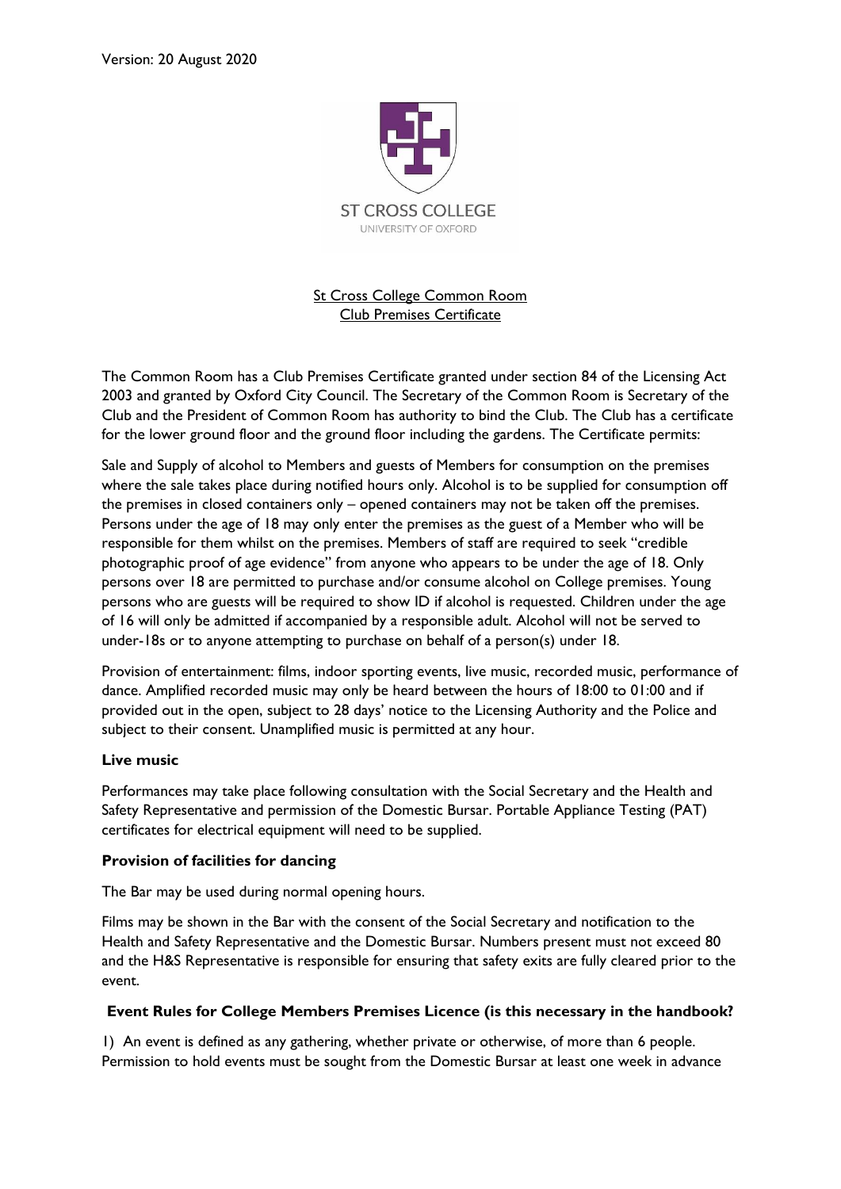Version: 20 August 2020

ST CROSS COLLEGE
UNIVERSITY OF OXFORD

# St Cross College Common Room
# Club Premises Certificate

The Common Room has a Club Premises Certificate granted under section 84 of the Licensing Act 2003 and granted by Oxford City Council. The Secretary of the Common Room is Secretary of the Club and the President of Common Room has authority to bind the Club. The Club has a certificate for the lower ground floor and the ground floor including the gardens. The Certificate permits:

Sale and Supply of alcohol to Members and guests of Members for consumption on the premises where the sale takes place during notified hours only. Alcohol is to be supplied for consumption off the premises in closed containers only – opened containers may not be taken off the premises. Persons under the age of 18 may only enter the premises as the guest of a Member who will be responsible for them whilst on the premises. Members of staff are required to seek "credible photographic proof of age evidence" from anyone who appears to be under the age of 18. Only persons over 18 are permitted to purchase and/or consume alcohol on College premises. Young persons who are guests will be required to show ID if alcohol is requested. Children under the age of 16 will only be admitted if accompanied by a responsible adult. Alcohol will not be served to under-18s or to anyone attempting to purchase on behalf of a person(s) under 18.

Provision of entertainment: films, indoor sporting events, live music, recorded music, performance of dance. Amplified recorded music may only be heard between the hours of 18:00 to 01:00 and if provided out in the open, subject to 28 days' notice to the Licensing Authority and the Police and subject to their consent. Unamplified music is permitted at any hour.

**Live music**

Performances may take place following consultation with the Social Secretary and the Health and Safety Representative and permission of the Domestic Bursar. Portable Appliance Testing (PAT) certificates for electrical equipment will need to be supplied.

**Provision of facilities for dancing**

The Bar may be used during normal opening hours.

Films may be shown in the Bar with the consent of the Social Secretary and notification to the Health and Safety Representative and the Domestic Bursar. Numbers present must not exceed 80 and the H&S Representative is responsible for ensuring that safety exits are fully cleared prior to the event.

**Event Rules for College Members Premises Licence (is this necessary in the handbook?**

1) An event is defined as any gathering, whether private or otherwise, of more than 6 people. Permission to hold events must be sought from the Domestic Bursar at least one week in advance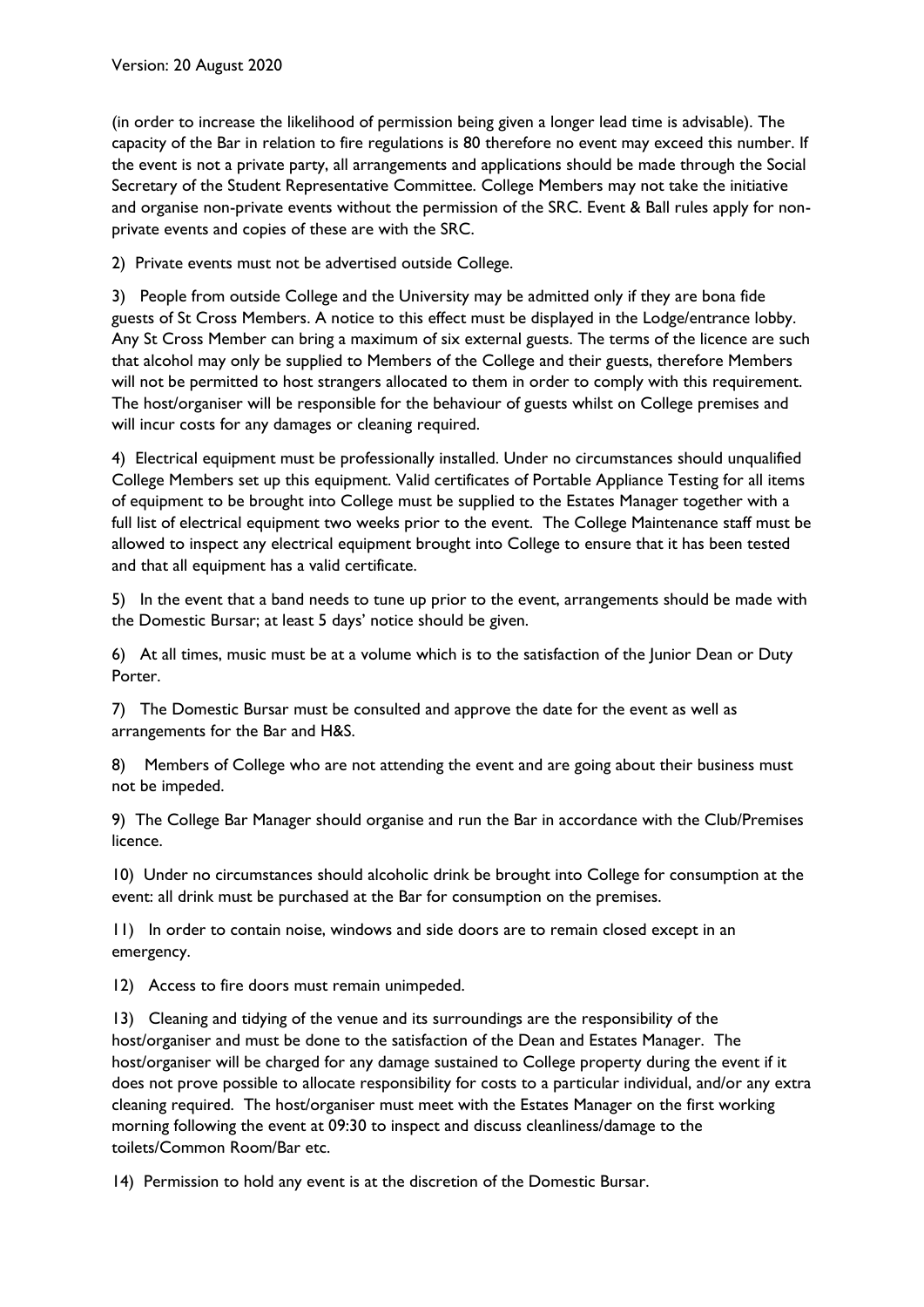Version: 20 August 2020

(in order to increase the likelihood of permission being given a longer lead time is advisable). The capacity of the Bar in relation to fire regulations is 80 therefore no event may exceed this number. If the event is not a private party, all arrangements and applications should be made through the Social Secretary of the Student Representative Committee. College Members may not take the initiative and organise non-private events without the permission of the SRC. Event & Ball rules apply for non-private events and copies of these are with the SRC.

2) Private events must not be advertised outside College.

3) People from outside College and the University may be admitted only if they are bona fide guests of St Cross Members. A notice to this effect must be displayed in the Lodge/entrance lobby. Any St Cross Member can bring a maximum of six external guests. The terms of the licence are such that alcohol may only be supplied to Members of the College and their guests, therefore Members will not be permitted to host strangers allocated to them in order to comply with this requirement. The host/organiser will be responsible for the behaviour of guests whilst on College premises and will incur costs for any damages or cleaning required.

4) Electrical equipment must be professionally installed. Under no circumstances should unqualified College Members set up this equipment. Valid certificates of Portable Appliance Testing for all items of equipment to be brought into College must be supplied to the Estates Manager together with a full list of electrical equipment two weeks prior to the event. The College Maintenance staff must be allowed to inspect any electrical equipment brought into College to ensure that it has been tested and that all equipment has a valid certificate.

5) In the event that a band needs to tune up prior to the event, arrangements should be made with the Domestic Bursar; at least 5 days' notice should be given.

6) At all times, music must be at a volume which is to the satisfaction of the Junior Dean or Duty Porter.

7) The Domestic Bursar must be consulted and approve the date for the event as well as arrangements for the Bar and H&S.

8) Members of College who are not attending the event and are going about their business must not be impeded.

9) The College Bar Manager should organise and run the Bar in accordance with the Club/Premises licence.

10) Under no circumstances should alcoholic drink be brought into College for consumption at the event: all drink must be purchased at the Bar for consumption on the premises.

11) In order to contain noise, windows and side doors are to remain closed except in an emergency.

12) Access to fire doors must remain unimpeded.

13) Cleaning and tidying of the venue and its surroundings are the responsibility of the host/organiser and must be done to the satisfaction of the Dean and Estates Manager. The host/organiser will be charged for any damage sustained to College property during the event if it does not prove possible to allocate responsibility for costs to a particular individual, and/or any extra cleaning required. The host/organiser must meet with the Estates Manager on the first working morning following the event at 09:30 to inspect and discuss cleanliness/damage to the toilets/Common Room/Bar etc.

14) Permission to hold any event is at the discretion of the Domestic Bursar.